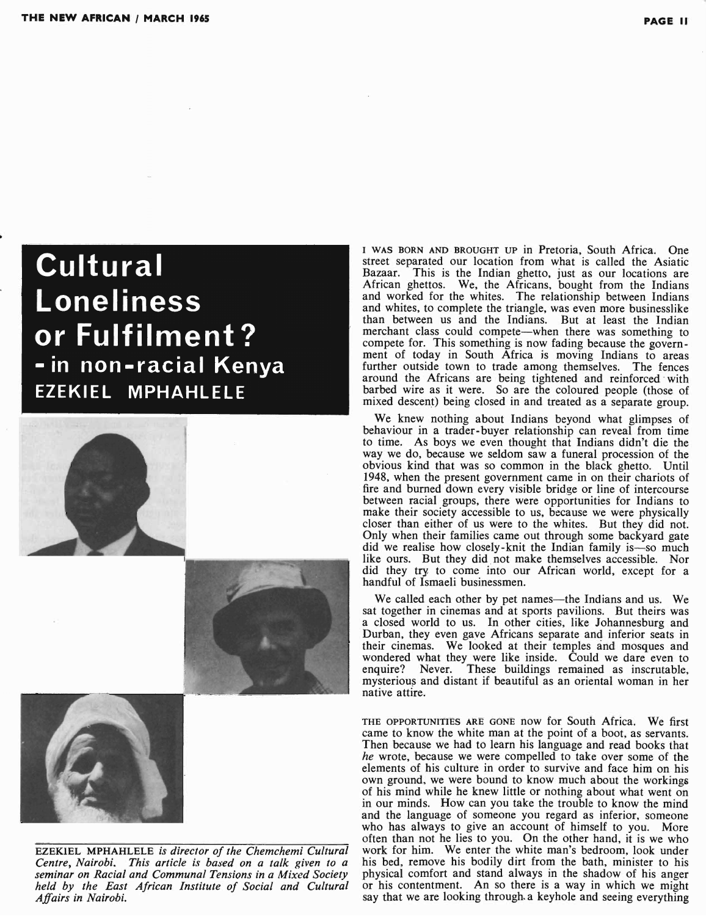# Cultural Loneliness or Fulfilment? - in non-racial Kenya

## EZEKIEL MPHAHLELE

EZEKIEL MPHAHLELE *is director of the Chemchemi Cultural Centre, Nairobi. This article is based on a talk given to a seminar on Racial and Communal Tensions in a Mixed Society held by the East African Institute of Social and Cultural Affairs in Nairobi.*

I WAS BORN AND BROUGHT UP in Pretoria, South Africa. One street separated our location from what is called the Asiatic Bazaar. This is the Indian ghetto, just as our locations are African ghettos. We, the Africans, bought from the Indians and worked for the whites. The relationship between Indians and whites, to complete the triangle, was even more businesslike than between us and the Indians. But at least the Indian merchant class could compete—when there was something to compete for. This something is now fading because the government of today in South Africa is moving Indians to areas further outside town to trade among themselves. The fences around the Africans are being tightened and reinforced with barbed wire as it were. So are the coloured people (those of mixed descent) being closed in and treated as a separate group.

We knew nothing about Indians beyond what glimpses of behaviour in a trader-buyer relationship can reveal from time to time. As boys we even thought that Indians didn't die the way we do, because we seldom saw a funeral procession of the obvious kind that was so common in the black ghetto. Until 1948, when the present government came in on their chariots of fire and burned down every visible bridge or line of intercourse between racial groups, there were opportunities for Indians to make their society accessible to us, because we were physically closer than either of us were to the whites. But they did not. Only when their families came out through some backyard gate did we realise how closely-knit the Indian family is—so much like ours. But they did not make themselves accessible. Nor did they try to come into our African world, except for a handful of Ismaeli businessmen.

We called each other by pet names—the Indians and us. We sat together in cinemas and at sports pavilions. But theirs was a closed world to us. In other cities, like Johannesburg and Durban, they even gave Africans separate and inferior seats in their cinemas. We looked at their temples and mosques and wondered what they were like inside. Could we dare even to enquire? Never. These buildings remained as inscrutable, mysterious and distant if beautiful as an oriental woman in her native attire.

THE OPPORTUNITIES ARE GONE now for South Africa. We first came to know the white man at the point of a boot, as servants. Then because we had to learn his language and read books that *he* wrote, because we were compelled to take over some of the elements of his culture in order to survive and face him on his own ground, we were bound to know much about the workings of his mind while he knew little or nothing about what went on in our minds. How can you take the trouble to know the mind and the language of someone you regard as inferior, someone who has always to give an account of himself to you. More often than not he lies to you. On the other hand, it is we who work for him. We enter the white man's bedroom, look under his bed, remove his bodily dirt from the bath, minister to his physical comfort and stand always in the shadow of his anger or his contentment. An so there is a way in which we might say that we are looking through a keyhole and seeing everything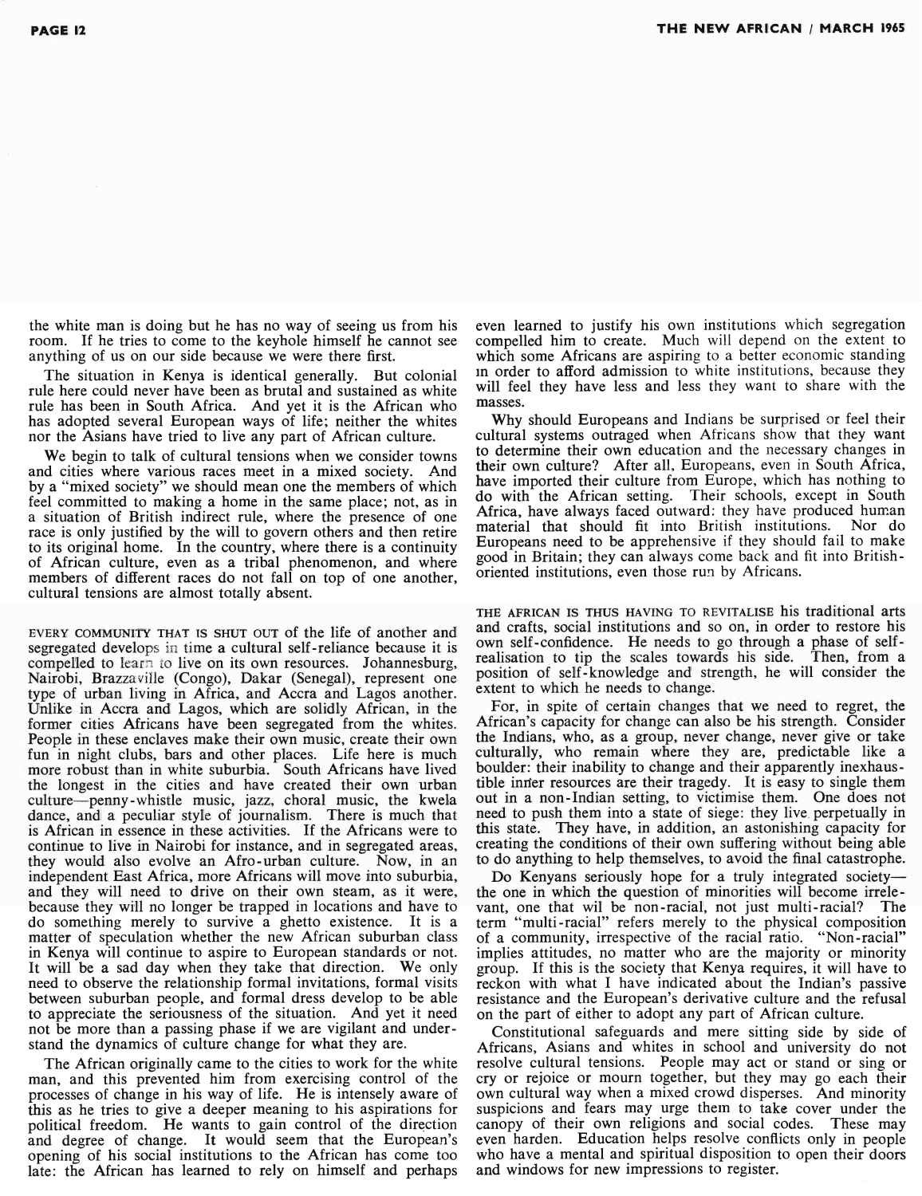the white man is doing but he has no way of seeing us from his room. If he tries to come to the keyhole himself he cannot see anything of us on our side because we were there first.

The situation in Kenya is identical generally. But colonial rule here could never have been as brutal and sustained as white rule has been in South Africa. And yet it is the African who has adopted several European ways of life; neither the whites nor the Asians have tried to live any part of African culture.

We begin to talk of cultural tensions when we consider towns and cities where various races meet in a mixed society. And by a "mixed society" we should mean one the members of which feel committed to making a home in the same place; not, as in a situation of British indirect rule, where the presence of one race is only justified by the will to govern others and then retire to its original home. In the country, where there is a continuity of African culture, even as a tribal phenomenon, and where members of different races do not fall on top of one another, cultural tensions are almost totally absent.

EVERY COMMUNITY THAT IS SHUT OUT of the life of another and segregated develops in time a cultural self-reliance because it is compelled to learn to live on its own resources. Johannesburg, Nairobi, Brazzaville (Congo), Dakar (Senegal), represent one type of urban living in Africa, and Accra and Lagos another. Unlike in Accra and Lagos, which are solidly African, in the former cities Africans have been segregated from the whites. People in these enclaves make their own music, create their own fun in night clubs, bars and other places. Life here is much more robust than in white suburbia. South Africans have lived the longest in the cities and have created their own urban culture—penny-whistle music, jazz, choral music, the kwela dance, and a peculiar style of journalism. There is much that is African in essence in these activities. If the Africans were to continue to live in Nairobi for instance, and in segregated areas, they would also evolve an Afro-urban culture. Now, in an independent East Africa, more Africans will move into suburbia, and they will need to drive on their own steam, as it were, because they will no longer be trapped in locations and have to do something merely to survive a ghetto existence. It is a matter of speculation whether the new African suburban class in Kenya will continue to aspire to European standards or not. It will be a sad day when they take that direction. We only need to observe the relationship formal invitations, formal visits between suburban people, and formal dress develop to be able to appreciate the seriousness of the situation. And yet it need not be more than a passing phase if we are vigilant and understand the dynamics of culture change for what they are.

The African originally came to the cities to work for the white man, and this prevented him from exercising control of the processes of change in his way of life. He is intensely aware of this as he tries to give a deeper meaning to his aspirations for political freedom. He wants to gain control of the direction and degree of change. It would seem that the European's opening of his social institutions to the African has come too late: the African has learned to rely on himself and perhaps even learned to justify his own institutions which segregation compelled him to create. Much will depend on the extent to which some Africans are aspiring to a better economic standing in order to afford admission to white institutions, because they will feel they have less and less they want to share with the masses.

Why should Europeans and Indians be surprised or feel their cultural systems outraged when Africans show that they want to determine their own education and the necessary changes in their own culture? After all, Europeans, even in South Africa, have imported their culture from Europe, which has nothing to do with the African setting. Their schools, except in South Africa, have always faced outward: they have produced human material that should fit into British institutions. Nor do Europeans need to be apprehensive if they should fail to make good in Britain; they can always come back and fit into British-oriented institutions, even those run by Africans.

THE AFRICAN IS THUS HAVING TO REVITALISE his traditional arts and crafts, social institutions and so on, in order to restore his own self-confidence. He needs to go through a phase of self-realisation to tip the scales towards his side. Then, from a position of self-knowledge and strength, he will consider the extent to which he needs to change.

For, in spite of certain changes that we need to regret, the African's capacity for change can also be his strength. Consider the Indians, who, as a group, never change, never give or take culturally, who remain where they are, predictable like a boulder: their inability to change and their apparently inexhaustible inner resources are their tragedy. It is easy to single them out in a non-Indian setting, to victimise them. One does not need to push them into a state of siege: they live perpetually in this state. They have, in addition, an astonishing capacity for creating the conditions of their own suffering without being able to do anything to help themselves, to avoid the final catastrophe.

Do Kenyans seriously hope for a truly integrated society—the one in which the question of minorities will become irrelevant, one that wil be non-racial, not just multi-racial? The term "multi-racial" refers merely to the physical composition of a community, irrespective of the racial ratio. "Non-racial" implies attitudes, no matter who are the majority or minority group. If this is the society that Kenya requires, it will have to reckon with what I have indicated about the Indian's passive resistance and the European's derivative culture and the refusal on the part of either to adopt any part of African culture.

Constitutional safeguards and mere sitting side by side of Africans, Asians and whites in school and university do not resolve cultural tensions. People may act or stand or sing or cry or rejoice or mourn together, but they may go each their own cultural way when a mixed crowd disperses. And minority suspicions and fears may urge them to take cover under the canopy of their own religions and social codes. These may even harden. Education helps resolve conflicts only in people who have a mental and spiritual disposition to open their doors and windows for new impressions to register.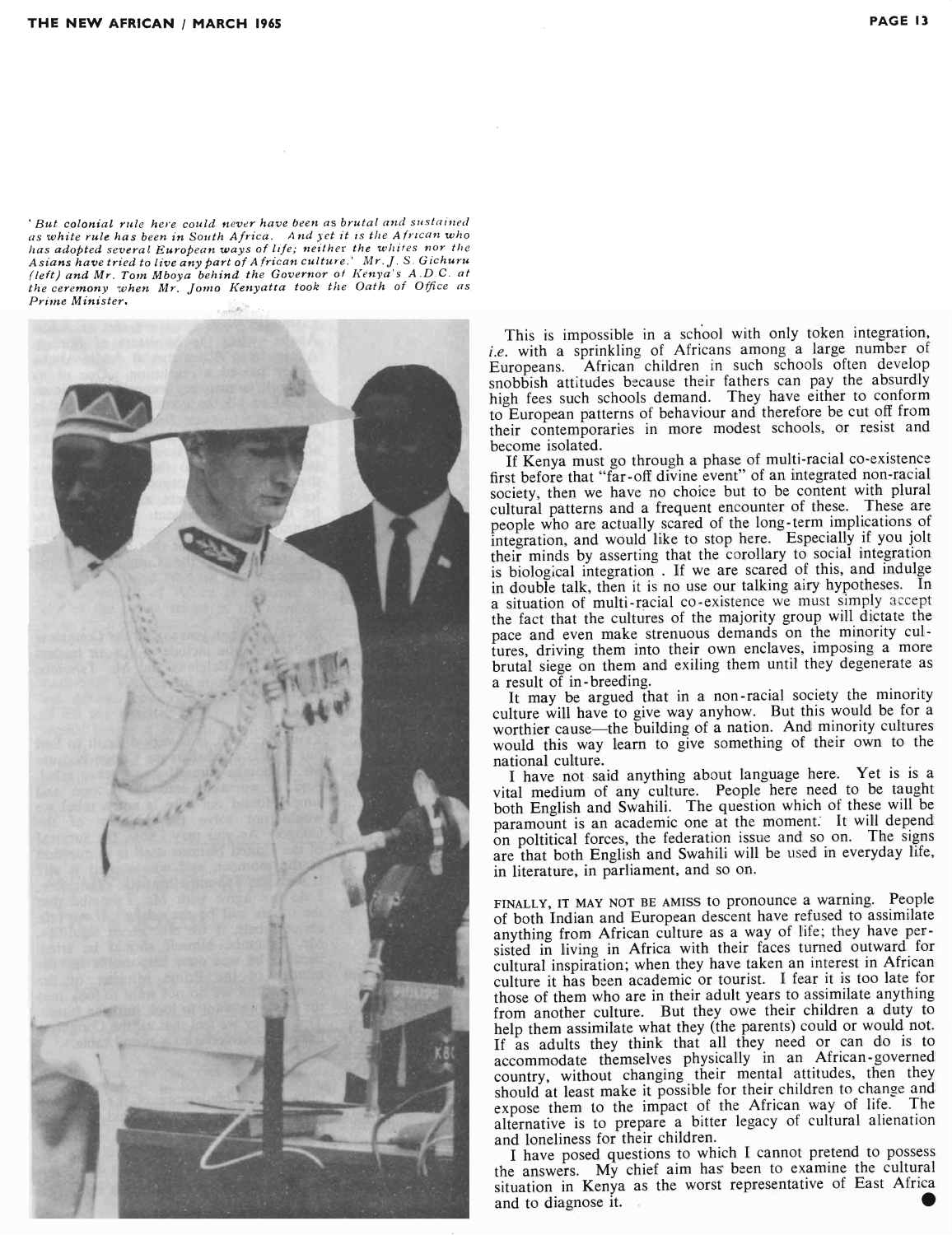*'But colonial rule here could never have been as brutal and sustained as white rule has been in South Africa. And yet it is the African who has adopted several European ways of life; neither the whites nor the Asians have tried to live any part of African culture.' Mr. J. S. Gichuru (left) and Mr. Tom Mboya behind the Governor of Kenya's A.D.C. at the ceremony when Mr. Jomo Kenyatta took the Oath of Office as Prime Minister.*

This is impossible in a school with only token integration, *i.e.* with a sprinkling of Africans among a large number of Europeans. African children in such schools often develop snobbish attitudes because their fathers can pay the absurdly high fees such schools demand. They have either to conform to European patterns of behaviour and therefore be cut off from their contemporaries in more modest schools, or resist and become isolated.

If Kenya must go through a phase of multi-racial co-existence first before that "far-off divine event" of an integrated non-racial society, then we have no choice but to be content with plural cultural patterns and a frequent encounter of these. These are people who are actually scared of the long-term implications of integration, and would like to stop here. Especially if you jolt their minds by asserting that the corollary to social integration is biological integration . If we are scared of this, and indulge in double talk, then it is no use our talking airy hypotheses. In a situation of multi-racial co-existence we must simply accept the fact that the cultures of the majority group will dictate the pace and even make strenuous demands on the minority cultures, driving them into their own enclaves, imposing a more brutal siege on them and exiling them until they degenerate as a result of in-breeding.

It may be argued that in a non-racial society the minority culture will have to give way anyhow. But this would be for a worthier cause—the building of a nation. And minority cultures would this way learn to give something of their own to the national culture.

I have not said anything about language here. Yet is is a vital medium of any culture. People here need to be taught both English and Swahili. The question which of these will be paramount is an academic one at the moment. It will depend on poltitical forces, the federation issue and so on. The signs are that both English and Swahili will be used in everyday life, in literature, in parliament, and so on.

FINALLY, IT MAY NOT BE AMISS to pronounce a warning. People of both Indian and European descent have refused to assimilate anything from African culture as a way of life; they have persisted in living in Africa with their faces turned outward for cultural inspiration; when they have taken an interest in African culture it has been academic or tourist. I fear it is too late for those of them who are in their adult years to assimilate anything from another culture. But they owe their children a duty to help them assimilate what they (the parents) could or would not. If as adults they think that all they need or can do is to accommodate themselves physically in an African-governed country, without changing their mental attitudes, then they should at least make it possible for their children to change and expose them to the impact of the African way of life. The alternative is to prepare a bitter legacy of cultural alienation and loneliness for their children.

I have posed questions to which I cannot pretend to possess the answers. My chief aim has been to examine the cultural situation in Kenya as the worst representative of East Africa and to diagnose it. ●